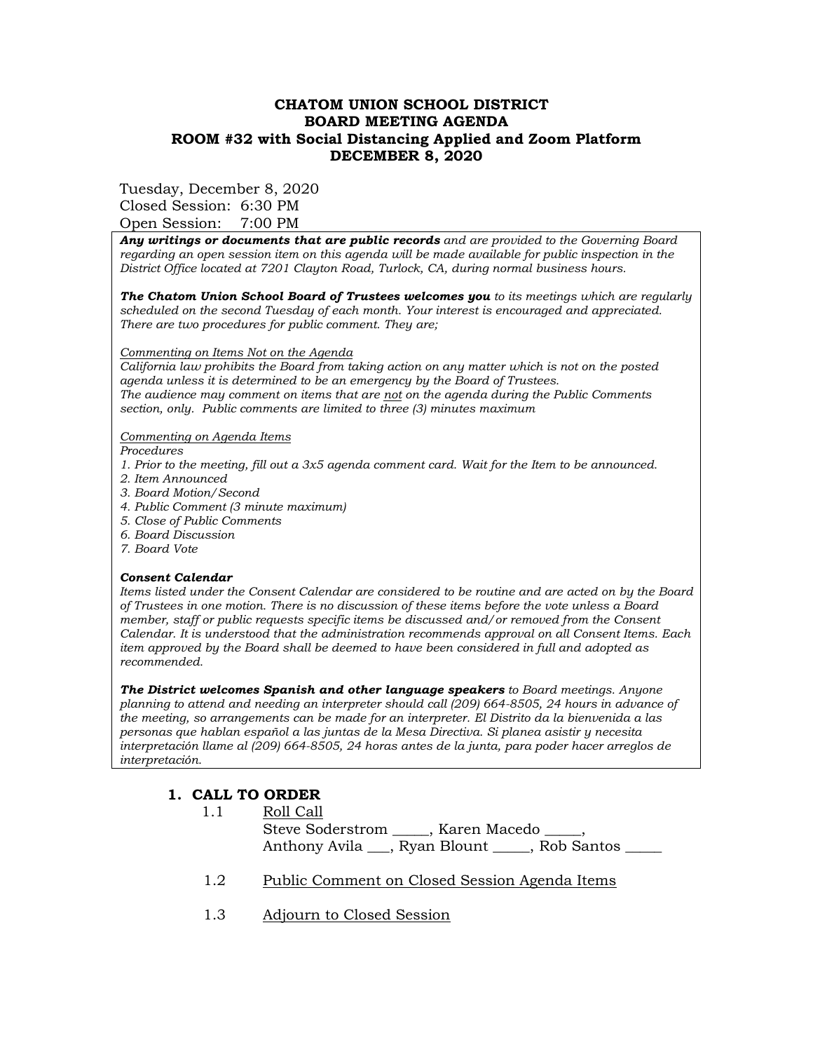# CHATOM UNION SCHOOL DISTRICT
# BOARD MEETING AGENDA
## ROOM #32 with Social Distancing Applied and Zoom Platform
## DECEMBER 8, 2020

Tuesday, December 8, 2020
Closed Session: 6:30 PM
Open Session: 7:00 PM

***Any writings or documents that are public records*** *and are provided to the Governing Board regarding an open session item on this agenda will be made available for public inspection in the District Office located at 7201 Clayton Road, Turlock, CA, during normal business hours.*

***The Chatom Union School Board of Trustees welcomes you*** *to its meetings which are regularly scheduled on the second Tuesday of each month. Your interest is encouraged and appreciated. There are two procedures for public comment. They are;*

*<u>Commenting on Items Not on the Agenda</u>*
*California law prohibits the Board from taking action on any matter which is not on the posted agenda unless it is determined to be an emergency by the Board of Trustees.*
*The audience may comment on items that are <u>not</u> on the agenda during the Public Comments section, only. Public comments are limited to three (3) minutes maximum*

*<u>Commenting on Agenda Items</u>*
*Procedures*
*1. Prior to the meeting, fill out a 3x5 agenda comment card. Wait for the Item to be announced.*
*2. Item Announced*
*3. Board Motion/Second*
*4. Public Comment (3 minute maximum)*
*5. Close of Public Comments*
*6. Board Discussion*
*7. Board Vote*

***Consent Calendar***
*Items listed under the Consent Calendar are considered to be routine and are acted on by the Board of Trustees in one motion. There is no discussion of these items before the vote unless a Board member, staff or public requests specific items be discussed and/or removed from the Consent Calendar. It is understood that the administration recommends approval on all Consent Items. Each item approved by the Board shall be deemed to have been considered in full and adopted as recommended.*

***The District welcomes Spanish and other language speakers*** *to Board meetings. Anyone planning to attend and needing an interpreter should call (209) 664-8505, 24 hours in advance of the meeting, so arrangements can be made for an interpreter. El Distrito da la bienvenida a las personas que hablan español a las juntas de la Mesa Directiva. Si planea asistir y necesita interpretación llame al (209) 664-8505, 24 horas antes de la junta, para poder hacer arreglos de interpretación.*

## 1. CALL TO ORDER

1.1 <u>Roll Call</u>
Steve Soderstrom _____, Karen Macedo _____,
Anthony Avila ___, Ryan Blount _____, Rob Santos _____

1.2 <u>Public Comment on Closed Session Agenda Items</u>

1.3 <u>Adjourn to Closed Session</u>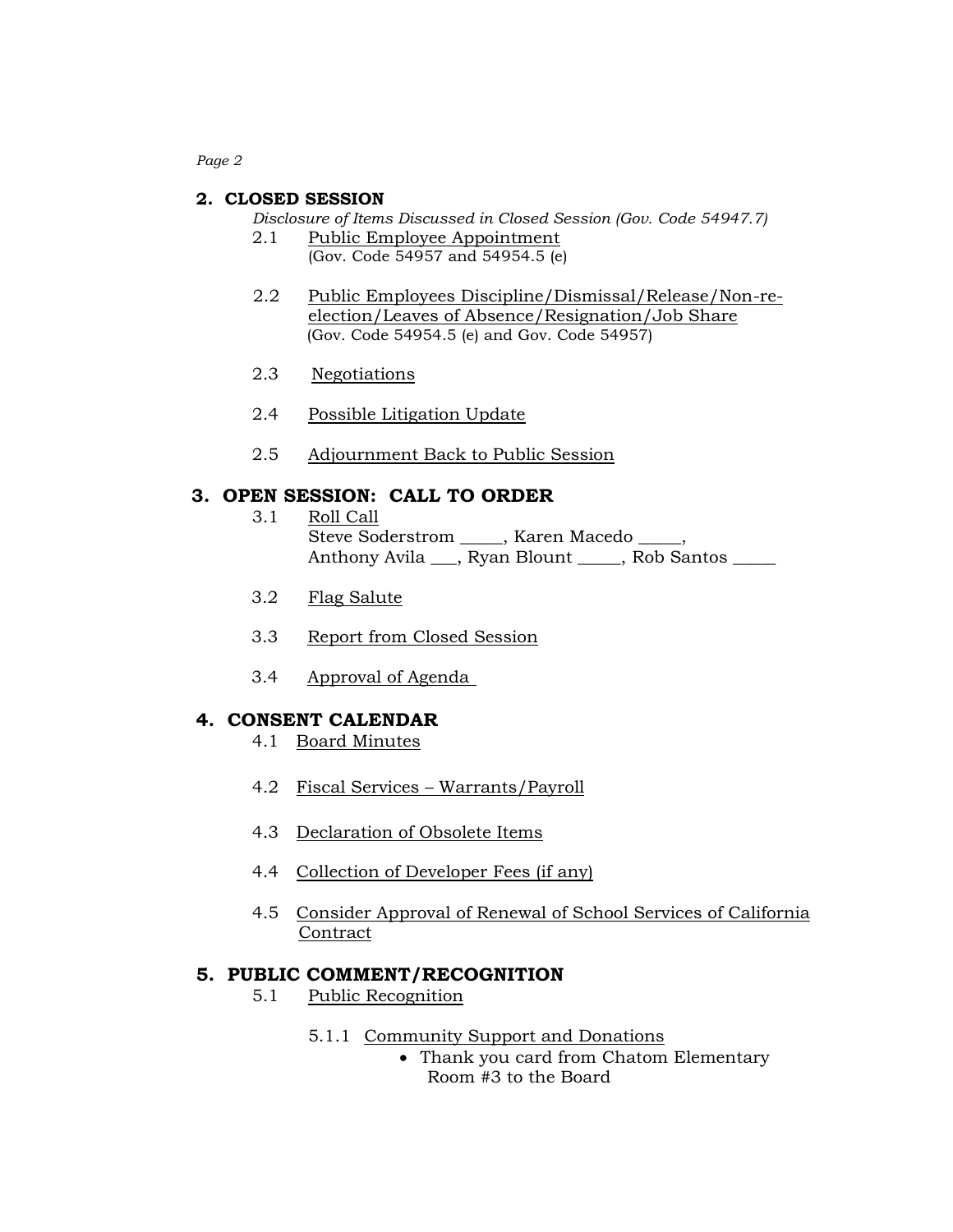## 2. CLOSED SESSION

*Disclosure of Items Discussed in Closed Session (Gov. Code 54947.7)*

2.1 Public Employee Appointment
(Gov. Code 54957 and 54954.5 (e)

2.2 Public Employees Discipline/Dismissal/Release/Non-re-election/Leaves of Absence/Resignation/Job Share
(Gov. Code 54954.5 (e) and Gov. Code 54957)

2.3 Negotiations

2.4 Possible Litigation Update

2.5 Adjournment Back to Public Session

## 3. OPEN SESSION: CALL TO ORDER

3.1 Roll Call
Steve Soderstrom _____, Karen Macedo _____,
Anthony Avila ___, Ryan Blount _____, Rob Santos _____

3.2 Flag Salute

3.3 Report from Closed Session

3.4 Approval of Agenda

## 4. CONSENT CALENDAR

4.1 Board Minutes

4.2 Fiscal Services – Warrants/Payroll

4.3 Declaration of Obsolete Items

4.4 Collection of Developer Fees (if any)

4.5 Consider Approval of Renewal of School Services of California Contract

## 5. PUBLIC COMMENT/RECOGNITION

5.1 Public Recognition

5.1.1 Community Support and Donations

- Thank you card from Chatom Elementary Room #3 to the Board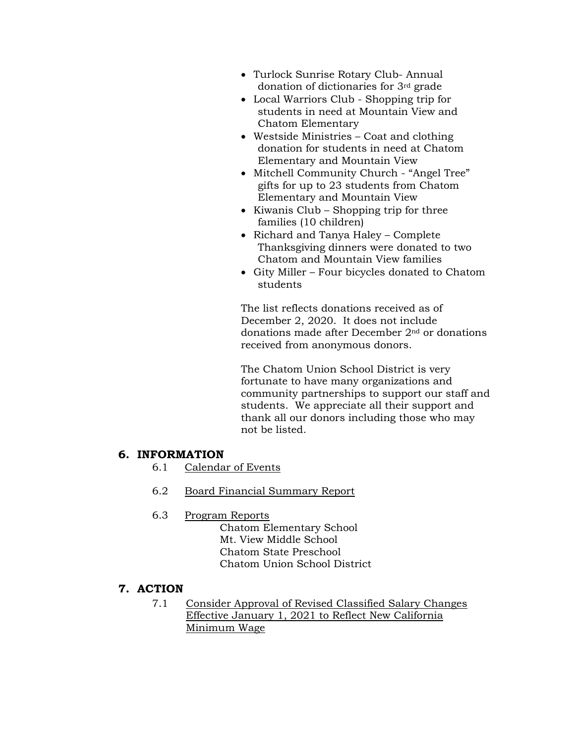- Turlock Sunrise Rotary Club- Annual donation of dictionaries for 3rd grade
- Local Warriors Club - Shopping trip for students in need at Mountain View and Chatom Elementary
- Westside Ministries – Coat and clothing donation for students in need at Chatom Elementary and Mountain View
- Mitchell Community Church - "Angel Tree" gifts for up to 23 students from Chatom Elementary and Mountain View
- Kiwanis Club – Shopping trip for three families (10 children)
- Richard and Tanya Haley – Complete Thanksgiving dinners were donated to two Chatom and Mountain View families
- Gity Miller – Four bicycles donated to Chatom students

The list reflects donations received as of December 2, 2020. It does not include donations made after December 2nd or donations received from anonymous donors.

The Chatom Union School District is very fortunate to have many organizations and community partnerships to support our staff and students. We appreciate all their support and thank all our donors including those who may not be listed.

## 6. INFORMATION

6.1 Calendar of Events

6.2 Board Financial Summary Report

6.3 Program Reports

Chatom Elementary School
Mt. View Middle School
Chatom State Preschool
Chatom Union School District

## 7. ACTION

7.1 Consider Approval of Revised Classified Salary Changes Effective January 1, 2021 to Reflect New California Minimum Wage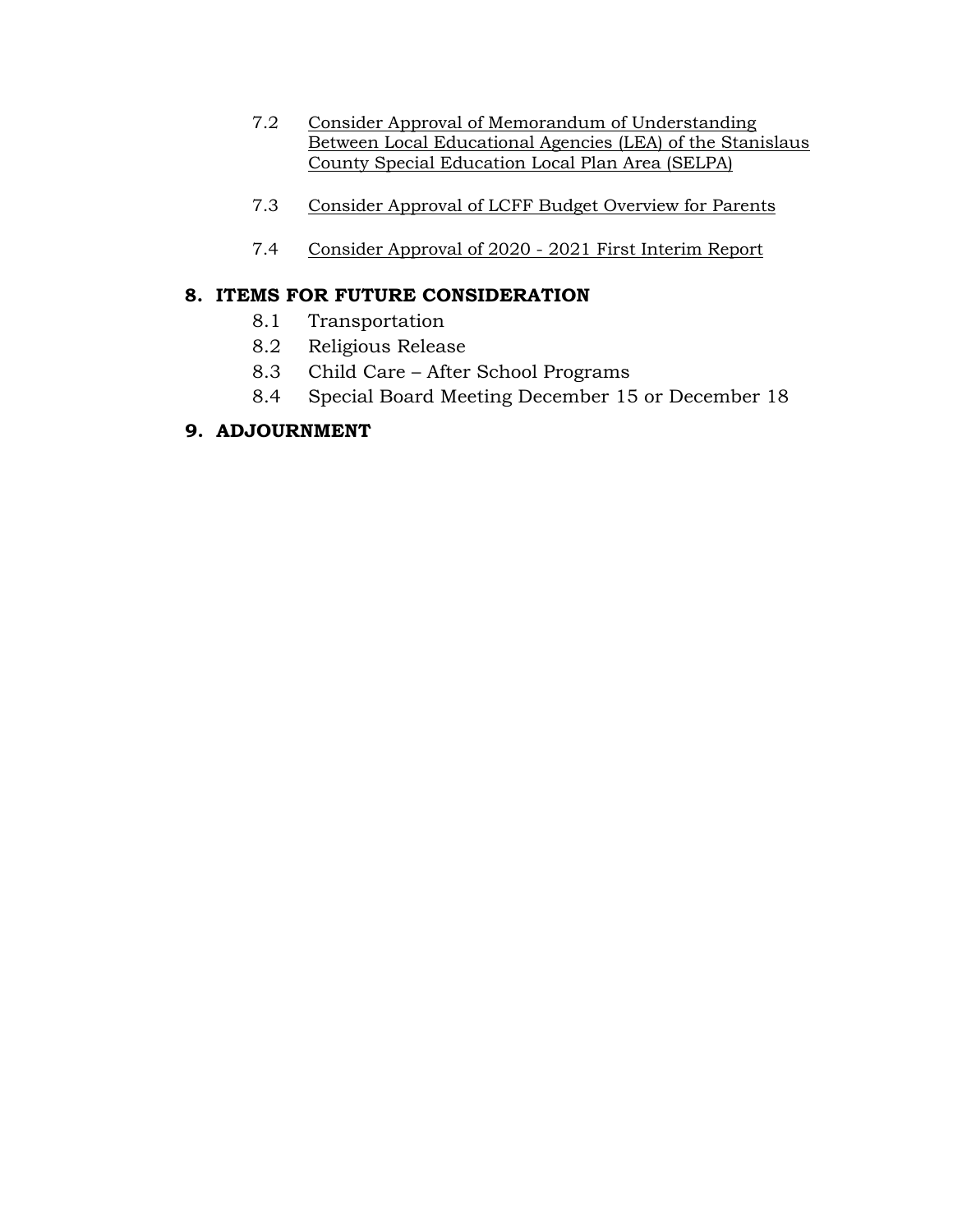7.2 Consider Approval of Memorandum of Understanding Between Local Educational Agencies (LEA) of the Stanislaus County Special Education Local Plan Area (SELPA)

7.3 Consider Approval of LCFF Budget Overview for Parents

7.4 Consider Approval of 2020 - 2021 First Interim Report

## 8. ITEMS FOR FUTURE CONSIDERATION

8.1 Transportation

8.2 Religious Release

8.3 Child Care – After School Programs

8.4 Special Board Meeting December 15 or December 18

## 9. ADJOURNMENT